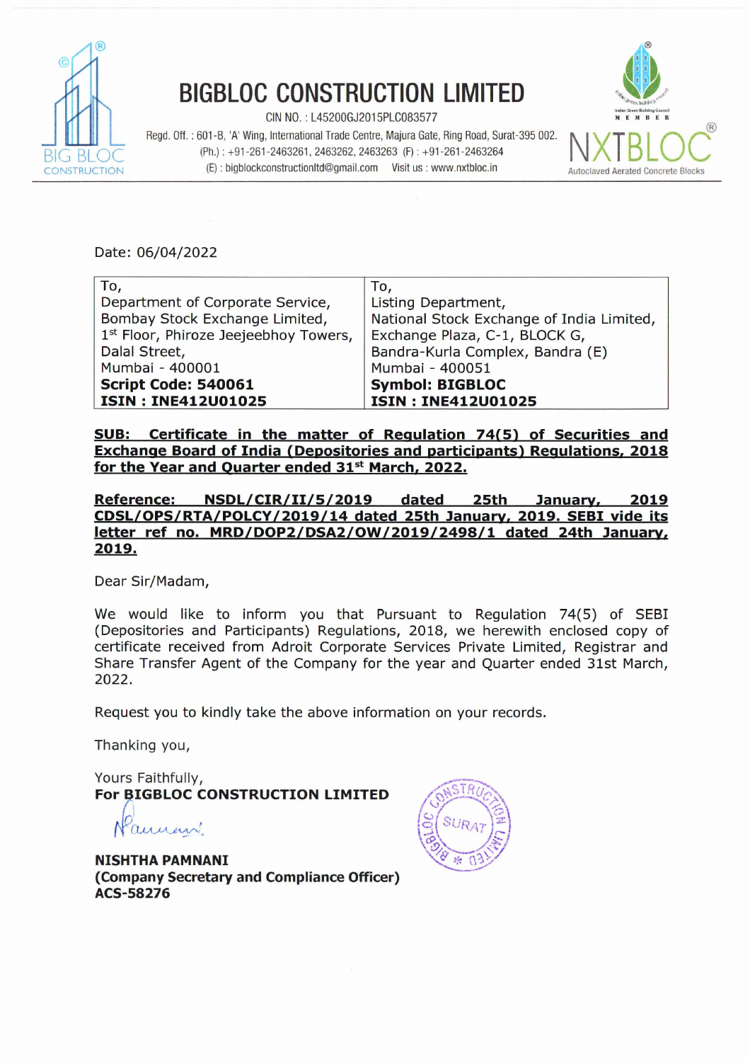# BIGBLOC CONSTRUCTION LIMITED

CIN NO. : L45200GJ2015PLC083577

Regd. Off. : 601-B, 'A' Wing, International Trade Centre, Majura Gate, Ring Road, Surat-395 002.

(Ph.) : +91-261-2463261, 2463262, 2463263 (F) : +91-261-2463264

(E) : bigblockconstructionltd@gmail.com Visit us : www.nxtbloc.in

NXTBLOC Autoclaved Aerated Concrete Blocks

Date: 06/04/2022

| To,<br>Department of Corporate Service,<br>Bombay Stock Exchange Limited,<br>1st Floor, Phiroze Jeejeebhoy Towers,<br>Dalal Street,<br>Mumbai - 400001<br>**Script Code: 540061**<br>**ISIN : INE412U01025** | To,<br>Listing Department,<br>National Stock Exchange of India Limited,<br>Exchange Plaza, C-1, BLOCK G,<br>Bandra-Kurla Complex, Bandra (E)<br>Mumbai - 400051<br>**Symbol: BIGBLOC**<br>**ISIN : INE412U01025** |
|---|---|

**SUB: Certificate in the matter of Regulation 74(5) of Securities and Exchange Board of India (Depositories and participants) Regulations, 2018 for the Year and Quarter ended 31st March, 2022.**

**Reference: NSDL/CIR/II/5/2019 dated 25th January, 2019 CDSL/OPS/RTA/POLCY/2019/14 dated 25th January, 2019. SEBI vide its letter ref no. MRD/DOP2/DSA2/OW/2019/2498/1 dated 24th January, 2019.**

Dear Sir/Madam,

We would like to inform you that Pursuant to Regulation 74(5) of SEBI (Depositories and Participants) Regulations, 2018, we herewith enclosed copy of certificate received from Adroit Corporate Services Private Limited, Registrar and Share Transfer Agent of the Company for the year and Quarter ended 31st March, 2022.

Request you to kindly take the above information on your records.

Thanking you,

Yours Faithfully,
**For BIGBLOC CONSTRUCTION LIMITED**

**NISHTHA PAMNANI**
**(Company Secretary and Compliance Officer)**
**ACS-58276**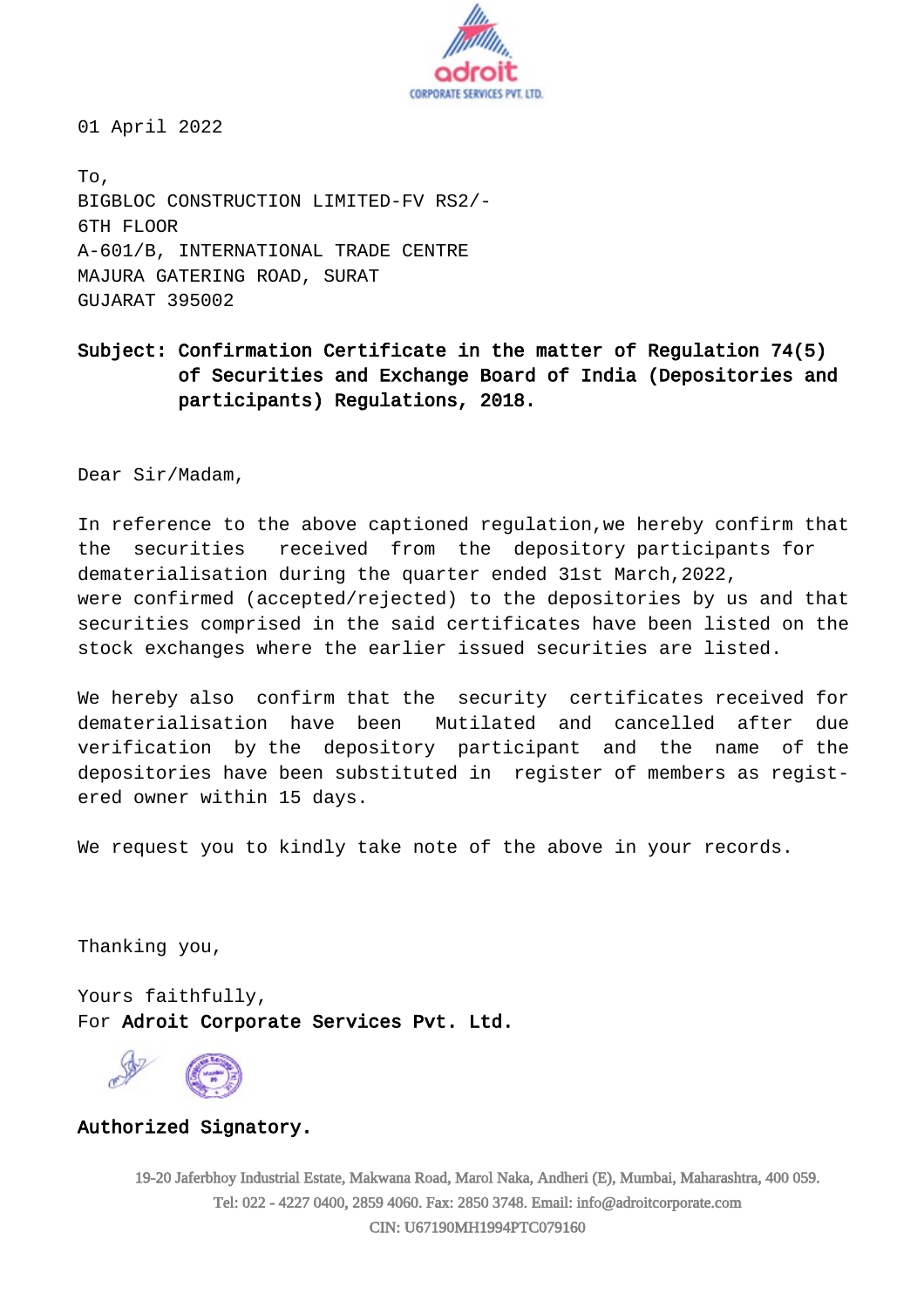adroit
CORPORATE SERVICES PVT. LTD.

01 April 2022

To,
BIGBLOC CONSTRUCTION LIMITED-FV RS2/-
6TH FLOOR
A-601/B, INTERNATIONAL TRADE CENTRE
MAJURA GATERING ROAD, SURAT
GUJARAT 395002

**Subject: Confirmation Certificate in the matter of Regulation 74(5) of Securities and Exchange Board of India (Depositories and participants) Regulations, 2018.**

Dear Sir/Madam,

In reference to the above captioned regulation,we hereby confirm that the securities received from the depository participants for dematerialisation during the quarter ended 31st March,2022, were confirmed (accepted/rejected) to the depositories by us and that securities comprised in the said certificates have been listed on the stock exchanges where the earlier issued securities are listed.

We hereby also confirm that the security certificates received for dematerialisation have been Mutilated and cancelled after due verification by the depository participant and the name of the depositories have been substituted in register of members as registered owner within 15 days.

We request you to kindly take note of the above in your records.

Thanking you,

Yours faithfully,
For **Adroit Corporate Services Pvt. Ltd.**

**Authorized Signatory.**

19-20 Jaferbhoy Industrial Estate, Makwana Road, Marol Naka, Andheri (E), Mumbai, Maharashtra, 400 059.
Tel: 022 - 4227 0400, 2859 4060. Fax: 2850 3748. Email: info@adroitcorporate.com
CIN: U67190MH1994PTC079160